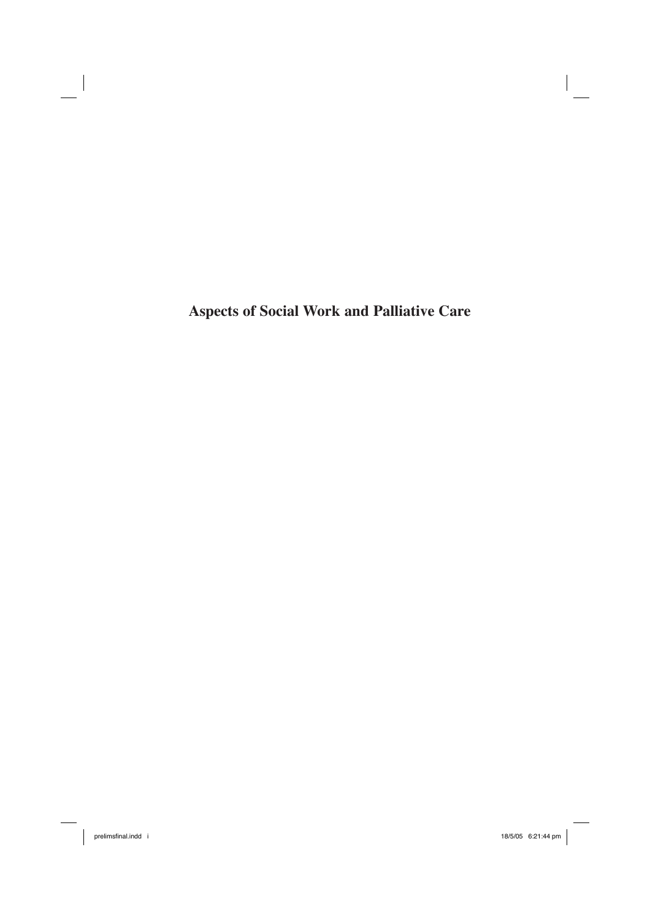# Aspects of Social Work and Palliative Care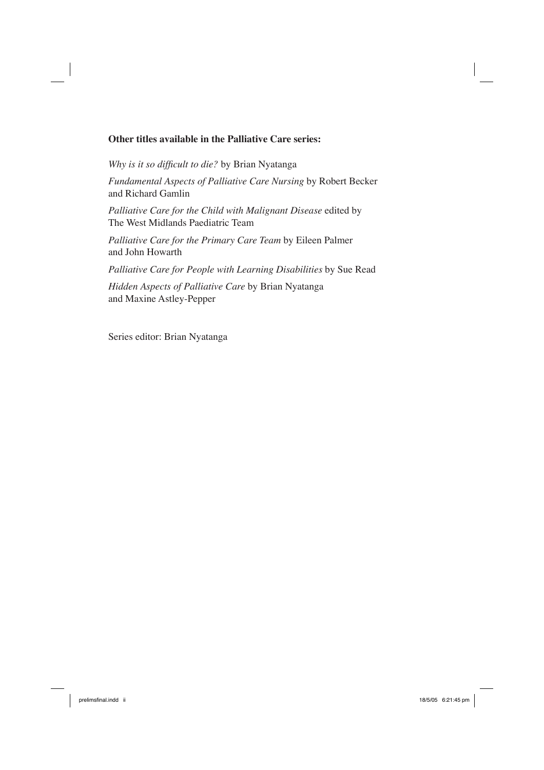**Other titles available in the Palliative Care series:**

*Why is it so difficult to die?* by Brian Nyatanga

*Fundamental Aspects of Palliative Care Nursing* by Robert Becker and Richard Gamlin

*Palliative Care for the Child with Malignant Disease* edited by The West Midlands Paediatric Team

*Palliative Care for the Primary Care Team* by Eileen Palmer and John Howarth

*Palliative Care for People with Learning Disabilities* by Sue Read

*Hidden Aspects of Palliative Care* by Brian Nyatanga and Maxine Astley-Pepper

Series editor: Brian Nyatanga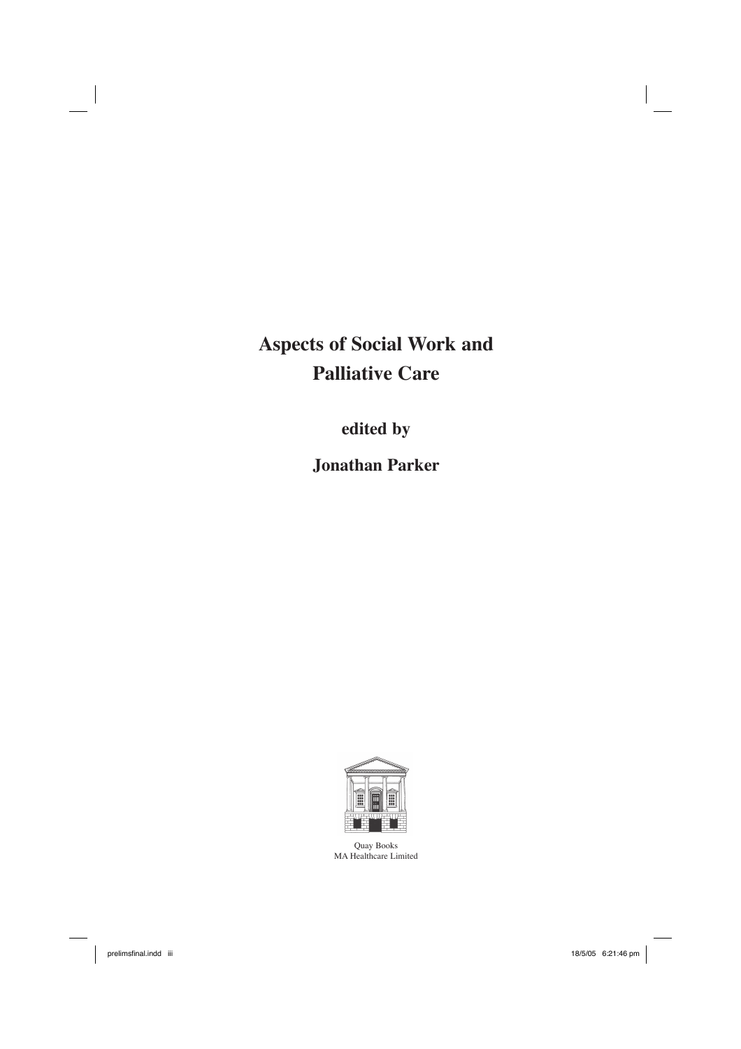# Aspects of Social Work and Palliative Care

**edited by**

**Jonathan Parker**

Quay Books
MA Healthcare Limited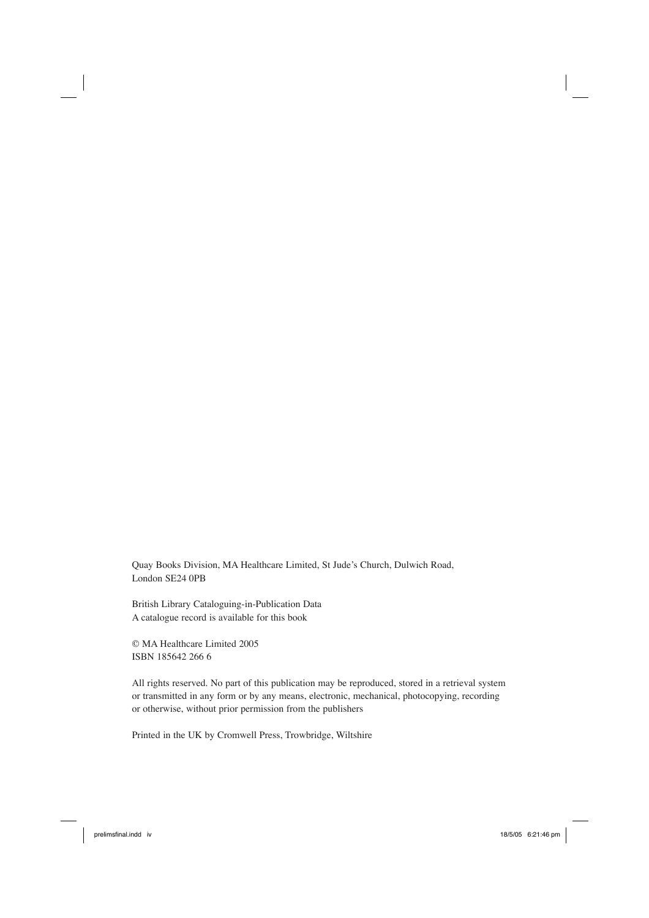Quay Books Division, MA Healthcare Limited, St Jude's Church, Dulwich Road, London SE24 0PB

British Library Cataloguing-in-Publication Data
A catalogue record is available for this book

© MA Healthcare Limited 2005
ISBN 185642 266 6

All rights reserved. No part of this publication may be reproduced, stored in a retrieval system or transmitted in any form or by any means, electronic, mechanical, photocopying, recording or otherwise, without prior permission from the publishers

Printed in the UK by Cromwell Press, Trowbridge, Wiltshire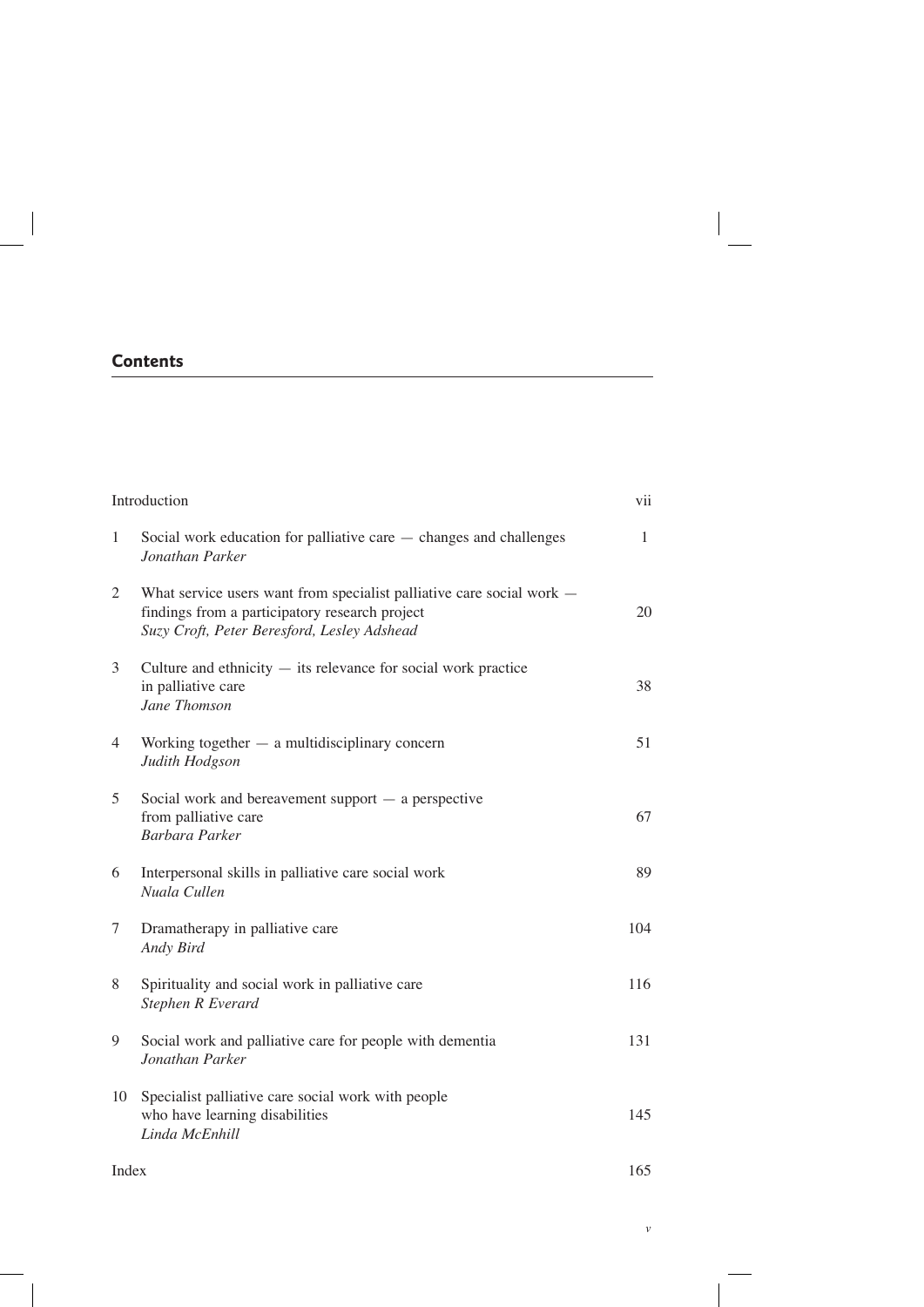## Contents

| | | |
|---|---|---|
| | Introduction | vii |
| 1 | Social work education for palliative care — changes and challenges<br>*Jonathan Parker* | 1 |
| 2 | What service users want from specialist palliative care social work — findings from a participatory research project<br>*Suzy Croft, Peter Beresford, Lesley Adshead* | 20 |
| 3 | Culture and ethnicity — its relevance for social work practice in palliative care<br>*Jane Thomson* | 38 |
| 4 | Working together — a multidisciplinary concern<br>*Judith Hodgson* | 51 |
| 5 | Social work and bereavement support — a perspective from palliative care<br>*Barbara Parker* | 67 |
| 6 | Interpersonal skills in palliative care social work<br>*Nuala Cullen* | 89 |
| 7 | Dramatherapy in palliative care<br>*Andy Bird* | 104 |
| 8 | Spirituality and social work in palliative care<br>*Stephen R Everard* | 116 |
| 9 | Social work and palliative care for people with dementia<br>*Jonathan Parker* | 131 |
| 10 | Specialist palliative care social work with people who have learning disabilities<br>*Linda McEnhill* | 145 |
| | Index | 165 |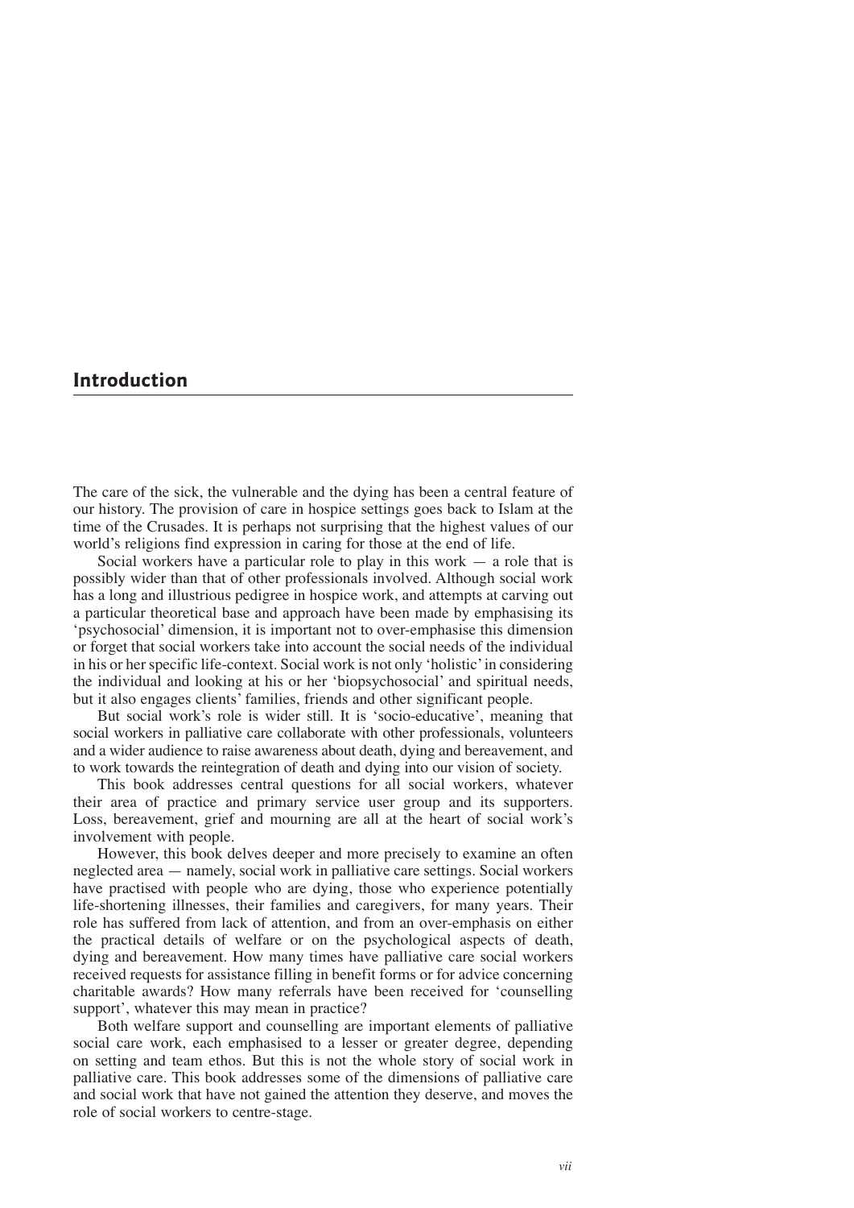# Introduction

The care of the sick, the vulnerable and the dying has been a central feature of our history. The provision of care in hospice settings goes back to Islam at the time of the Crusades. It is perhaps not surprising that the highest values of our world's religions find expression in caring for those at the end of life.

Social workers have a particular role to play in this work — a role that is possibly wider than that of other professionals involved. Although social work has a long and illustrious pedigree in hospice work, and attempts at carving out a particular theoretical base and approach have been made by emphasising its 'psychosocial' dimension, it is important not to over-emphasise this dimension or forget that social workers take into account the social needs of the individual in his or her specific life-context. Social work is not only 'holistic' in considering the individual and looking at his or her 'biopsychosocial' and spiritual needs, but it also engages clients' families, friends and other significant people.

But social work's role is wider still. It is 'socio-educative', meaning that social workers in palliative care collaborate with other professionals, volunteers and a wider audience to raise awareness about death, dying and bereavement, and to work towards the reintegration of death and dying into our vision of society.

This book addresses central questions for all social workers, whatever their area of practice and primary service user group and its supporters. Loss, bereavement, grief and mourning are all at the heart of social work's involvement with people.

However, this book delves deeper and more precisely to examine an often neglected area — namely, social work in palliative care settings. Social workers have practised with people who are dying, those who experience potentially life-shortening illnesses, their families and caregivers, for many years. Their role has suffered from lack of attention, and from an over-emphasis on either the practical details of welfare or on the psychological aspects of death, dying and bereavement. How many times have palliative care social workers received requests for assistance filling in benefit forms or for advice concerning charitable awards? How many referrals have been received for 'counselling support', whatever this may mean in practice?

Both welfare support and counselling are important elements of palliative social care work, each emphasised to a lesser or greater degree, depending on setting and team ethos. But this is not the whole story of social work in palliative care. This book addresses some of the dimensions of palliative care and social work that have not gained the attention they deserve, and moves the role of social workers to centre-stage.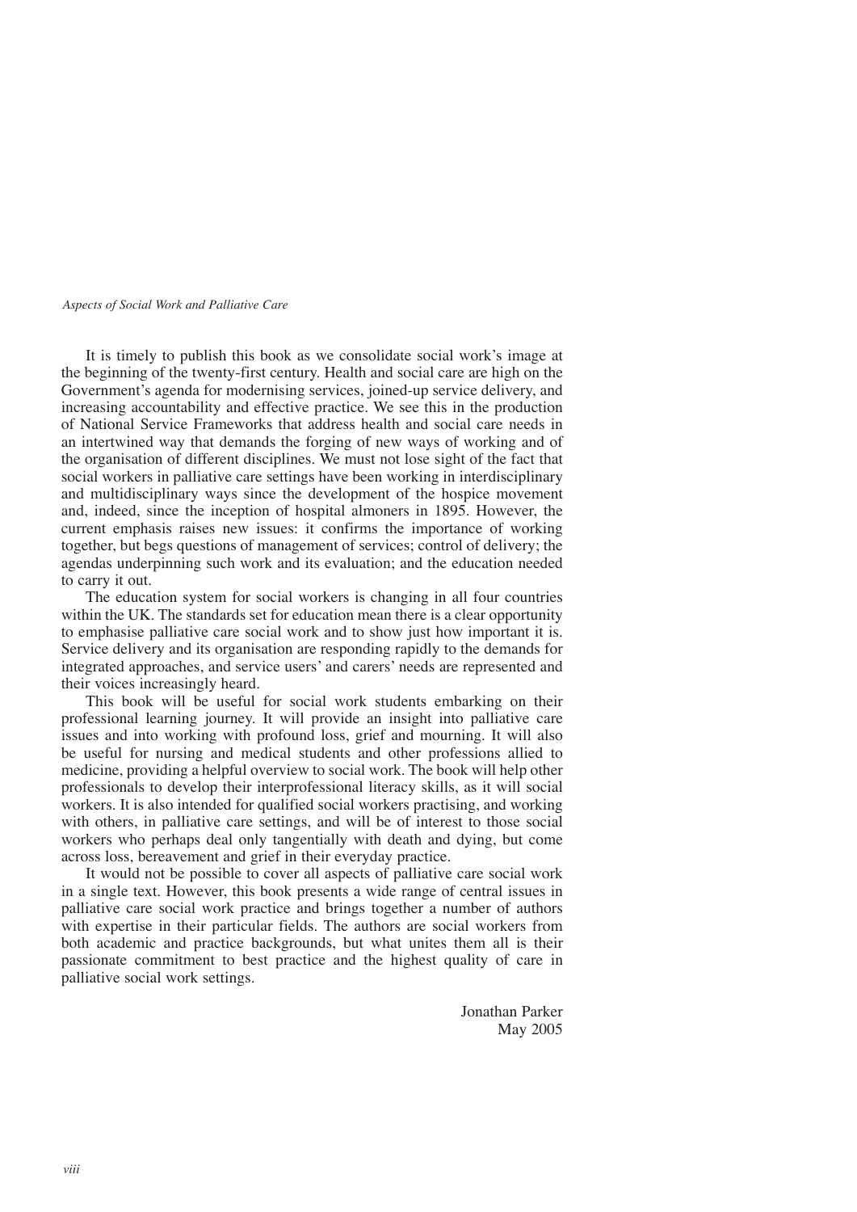It is timely to publish this book as we consolidate social work's image at the beginning of the twenty-first century. Health and social care are high on the Government's agenda for modernising services, joined-up service delivery, and increasing accountability and effective practice. We see this in the production of National Service Frameworks that address health and social care needs in an intertwined way that demands the forging of new ways of working and of the organisation of different disciplines. We must not lose sight of the fact that social workers in palliative care settings have been working in interdisciplinary and multidisciplinary ways since the development of the hospice movement and, indeed, since the inception of hospital almoners in 1895. However, the current emphasis raises new issues: it confirms the importance of working together, but begs questions of management of services; control of delivery; the agendas underpinning such work and its evaluation; and the education needed to carry it out.

The education system for social workers is changing in all four countries within the UK. The standards set for education mean there is a clear opportunity to emphasise palliative care social work and to show just how important it is. Service delivery and its organisation are responding rapidly to the demands for integrated approaches, and service users' and carers' needs are represented and their voices increasingly heard.

This book will be useful for social work students embarking on their professional learning journey. It will provide an insight into palliative care issues and into working with profound loss, grief and mourning. It will also be useful for nursing and medical students and other professions allied to medicine, providing a helpful overview to social work. The book will help other professionals to develop their interprofessional literacy skills, as it will social workers. It is also intended for qualified social workers practising, and working with others, in palliative care settings, and will be of interest to those social workers who perhaps deal only tangentially with death and dying, but come across loss, bereavement and grief in their everyday practice.

It would not be possible to cover all aspects of palliative care social work in a single text. However, this book presents a wide range of central issues in palliative care social work practice and brings together a number of authors with expertise in their particular fields. The authors are social workers from both academic and practice backgrounds, but what unites them all is their passionate commitment to best practice and the highest quality of care in palliative social work settings.

Jonathan Parker
May 2005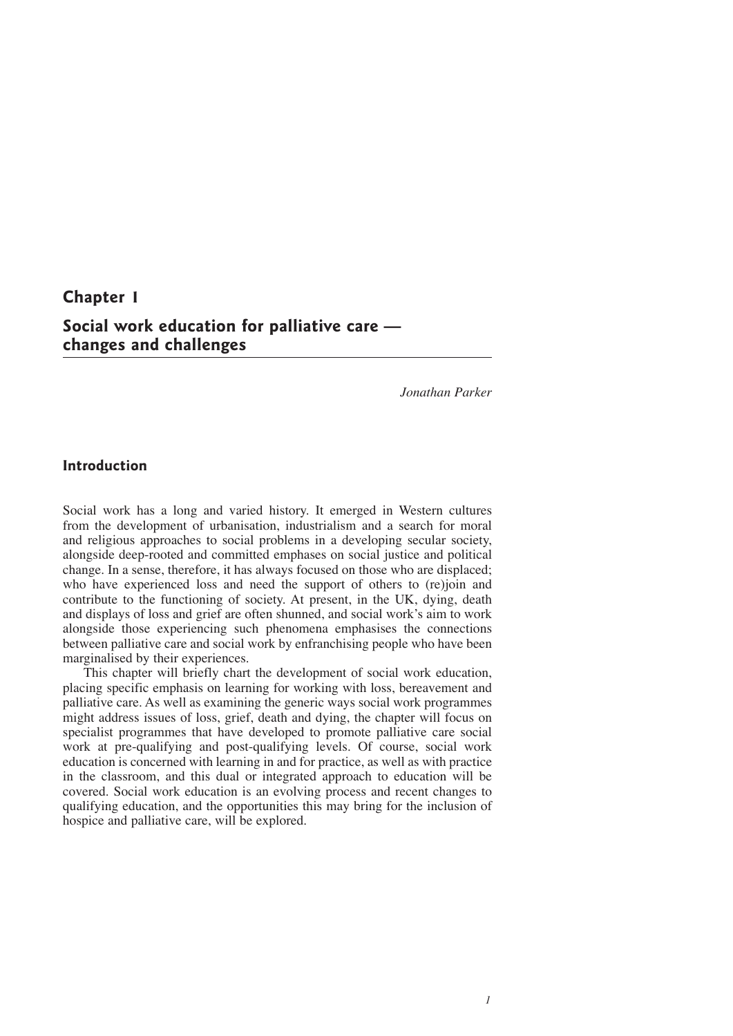# Chapter 1

# Social work education for palliative care — changes and challenges

*Jonathan Parker*

## Introduction

Social work has a long and varied history. It emerged in Western cultures from the development of urbanisation, industrialism and a search for moral and religious approaches to social problems in a developing secular society, alongside deep-rooted and committed emphases on social justice and political change. In a sense, therefore, it has always focused on those who are displaced; who have experienced loss and need the support of others to (re)join and contribute to the functioning of society. At present, in the UK, dying, death and displays of loss and grief are often shunned, and social work's aim to work alongside those experiencing such phenomena emphasises the connections between palliative care and social work by enfranchising people who have been marginalised by their experiences.

This chapter will briefly chart the development of social work education, placing specific emphasis on learning for working with loss, bereavement and palliative care. As well as examining the generic ways social work programmes might address issues of loss, grief, death and dying, the chapter will focus on specialist programmes that have developed to promote palliative care social work at pre-qualifying and post-qualifying levels. Of course, social work education is concerned with learning in and for practice, as well as with practice in the classroom, and this dual or integrated approach to education will be covered. Social work education is an evolving process and recent changes to qualifying education, and the opportunities this may bring for the inclusion of hospice and palliative care, will be explored.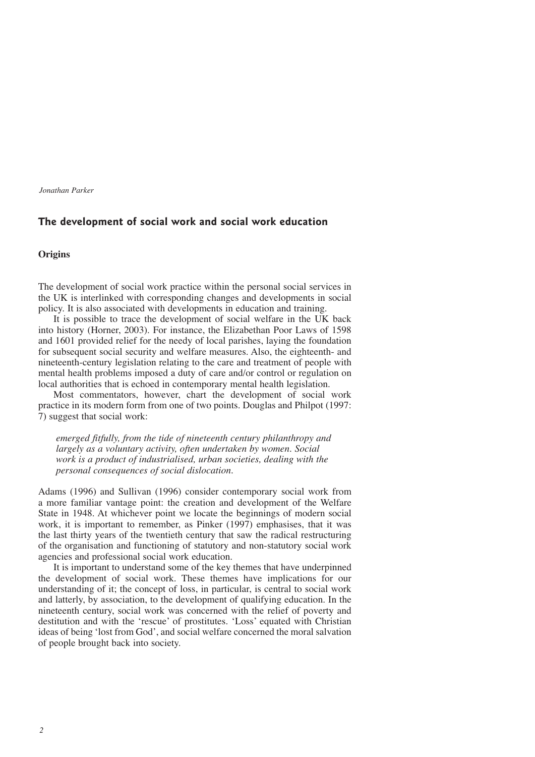*Jonathan Parker*

## The development of social work and social work education

### Origins

The development of social work practice within the personal social services in the UK is interlinked with corresponding changes and developments in social policy. It is also associated with developments in education and training.

It is possible to trace the development of social welfare in the UK back into history (Horner, 2003). For instance, the Elizabethan Poor Laws of 1598 and 1601 provided relief for the needy of local parishes, laying the foundation for subsequent social security and welfare measures. Also, the eighteenth- and nineteenth-century legislation relating to the care and treatment of people with mental health problems imposed a duty of care and/or control or regulation on local authorities that is echoed in contemporary mental health legislation.

Most commentators, however, chart the development of social work practice in its modern form from one of two points. Douglas and Philpot (1997: 7) suggest that social work:

> *emerged fitfully, from the tide of nineteenth century philanthropy and largely as a voluntary activity, often undertaken by women. Social work is a product of industrialised, urban societies, dealing with the personal consequences of social dislocation.*

Adams (1996) and Sullivan (1996) consider contemporary social work from a more familiar vantage point: the creation and development of the Welfare State in 1948. At whichever point we locate the beginnings of modern social work, it is important to remember, as Pinker (1997) emphasises, that it was the last thirty years of the twentieth century that saw the radical restructuring of the organisation and functioning of statutory and non-statutory social work agencies and professional social work education.

It is important to understand some of the key themes that have underpinned the development of social work. These themes have implications for our understanding of it; the concept of loss, in particular, is central to social work and latterly, by association, to the development of qualifying education. In the nineteenth century, social work was concerned with the relief of poverty and destitution and with the 'rescue' of prostitutes. 'Loss' equated with Christian ideas of being 'lost from God', and social welfare concerned the moral salvation of people brought back into society.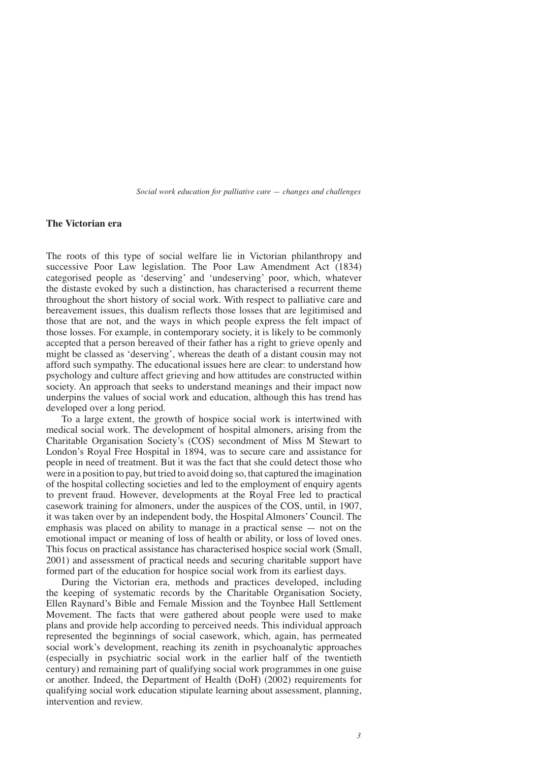## The Victorian era

The roots of this type of social welfare lie in Victorian philanthropy and successive Poor Law legislation. The Poor Law Amendment Act (1834) categorised people as 'deserving' and 'undeserving' poor, which, whatever the distaste evoked by such a distinction, has characterised a recurrent theme throughout the short history of social work. With respect to palliative care and bereavement issues, this dualism reflects those losses that are legitimised and those that are not, and the ways in which people express the felt impact of those losses. For example, in contemporary society, it is likely to be commonly accepted that a person bereaved of their father has a right to grieve openly and might be classed as 'deserving', whereas the death of a distant cousin may not afford such sympathy. The educational issues here are clear: to understand how psychology and culture affect grieving and how attitudes are constructed within society. An approach that seeks to understand meanings and their impact now underpins the values of social work and education, although this has trend has developed over a long period.

To a large extent, the growth of hospice social work is intertwined with medical social work. The development of hospital almoners, arising from the Charitable Organisation Society's (COS) secondment of Miss M Stewart to London's Royal Free Hospital in 1894, was to secure care and assistance for people in need of treatment. But it was the fact that she could detect those who were in a position to pay, but tried to avoid doing so, that captured the imagination of the hospital collecting societies and led to the employment of enquiry agents to prevent fraud. However, developments at the Royal Free led to practical casework training for almoners, under the auspices of the COS, until, in 1907, it was taken over by an independent body, the Hospital Almoners' Council. The emphasis was placed on ability to manage in a practical sense — not on the emotional impact or meaning of loss of health or ability, or loss of loved ones. This focus on practical assistance has characterised hospice social work (Small, 2001) and assessment of practical needs and securing charitable support have formed part of the education for hospice social work from its earliest days.

During the Victorian era, methods and practices developed, including the keeping of systematic records by the Charitable Organisation Society, Ellen Raynard's Bible and Female Mission and the Toynbee Hall Settlement Movement. The facts that were gathered about people were used to make plans and provide help according to perceived needs. This individual approach represented the beginnings of social casework, which, again, has permeated social work's development, reaching its zenith in psychoanalytic approaches (especially in psychiatric social work in the earlier half of the twentieth century) and remaining part of qualifying social work programmes in one guise or another. Indeed, the Department of Health (DoH) (2002) requirements for qualifying social work education stipulate learning about assessment, planning, intervention and review.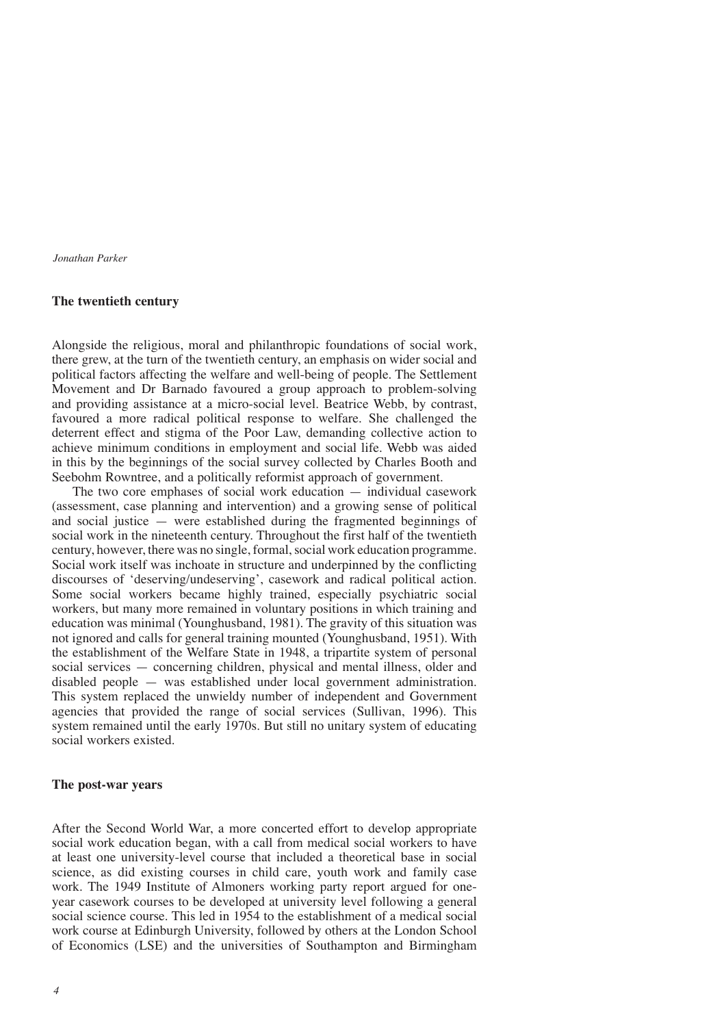## The twentieth century

Alongside the religious, moral and philanthropic foundations of social work, there grew, at the turn of the twentieth century, an emphasis on wider social and political factors affecting the welfare and well-being of people. The Settlement Movement and Dr Barnado favoured a group approach to problem-solving and providing assistance at a micro-social level. Beatrice Webb, by contrast, favoured a more radical political response to welfare. She challenged the deterrent effect and stigma of the Poor Law, demanding collective action to achieve minimum conditions in employment and social life. Webb was aided in this by the beginnings of the social survey collected by Charles Booth and Seebohm Rowntree, and a politically reformist approach of government.

The two core emphases of social work education — individual casework (assessment, case planning and intervention) and a growing sense of political and social justice — were established during the fragmented beginnings of social work in the nineteenth century. Throughout the first half of the twentieth century, however, there was no single, formal, social work education programme. Social work itself was inchoate in structure and underpinned by the conflicting discourses of 'deserving/undeserving', casework and radical political action. Some social workers became highly trained, especially psychiatric social workers, but many more remained in voluntary positions in which training and education was minimal (Younghusband, 1981). The gravity of this situation was not ignored and calls for general training mounted (Younghusband, 1951). With the establishment of the Welfare State in 1948, a tripartite system of personal social services — concerning children, physical and mental illness, older and disabled people — was established under local government administration. This system replaced the unwieldy number of independent and Government agencies that provided the range of social services (Sullivan, 1996). This system remained until the early 1970s. But still no unitary system of educating social workers existed.

## The post-war years

After the Second World War, a more concerted effort to develop appropriate social work education began, with a call from medical social workers to have at least one university-level course that included a theoretical base in social science, as did existing courses in child care, youth work and family case work. The 1949 Institute of Almoners working party report argued for one-year casework courses to be developed at university level following a general social science course. This led in 1954 to the establishment of a medical social work course at Edinburgh University, followed by others at the London School of Economics (LSE) and the universities of Southampton and Birmingham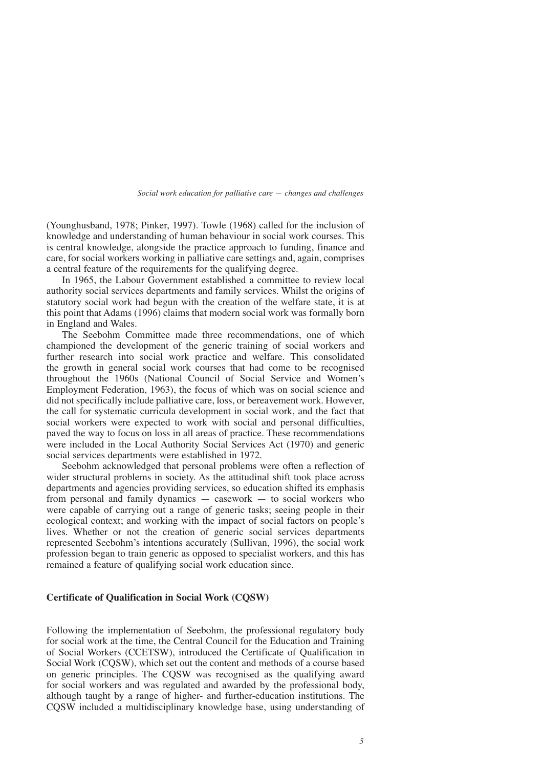(Younghusband, 1978; Pinker, 1997). Towle (1968) called for the inclusion of knowledge and understanding of human behaviour in social work courses. This is central knowledge, alongside the practice approach to funding, finance and care, for social workers working in palliative care settings and, again, comprises a central feature of the requirements for the qualifying degree.

In 1965, the Labour Government established a committee to review local authority social services departments and family services. Whilst the origins of statutory social work had begun with the creation of the welfare state, it is at this point that Adams (1996) claims that modern social work was formally born in England and Wales.

The Seebohm Committee made three recommendations, one of which championed the development of the generic training of social workers and further research into social work practice and welfare. This consolidated the growth in general social work courses that had come to be recognised throughout the 1960s (National Council of Social Service and Women's Employment Federation, 1963), the focus of which was on social science and did not specifically include palliative care, loss, or bereavement work. However, the call for systematic curricula development in social work, and the fact that social workers were expected to work with social and personal difficulties, paved the way to focus on loss in all areas of practice. These recommendations were included in the Local Authority Social Services Act (1970) and generic social services departments were established in 1972.

Seebohm acknowledged that personal problems were often a reflection of wider structural problems in society. As the attitudinal shift took place across departments and agencies providing services, so education shifted its emphasis from personal and family dynamics — casework — to social workers who were capable of carrying out a range of generic tasks; seeing people in their ecological context; and working with the impact of social factors on people's lives. Whether or not the creation of generic social services departments represented Seebohm's intentions accurately (Sullivan, 1996), the social work profession began to train generic as opposed to specialist workers, and this has remained a feature of qualifying social work education since.

## Certificate of Qualification in Social Work (CQSW)

Following the implementation of Seebohm, the professional regulatory body for social work at the time, the Central Council for the Education and Training of Social Workers (CCETSW), introduced the Certificate of Qualification in Social Work (CQSW), which set out the content and methods of a course based on generic principles. The CQSW was recognised as the qualifying award for social workers and was regulated and awarded by the professional body, although taught by a range of higher- and further-education institutions. The CQSW included a multidisciplinary knowledge base, using understanding of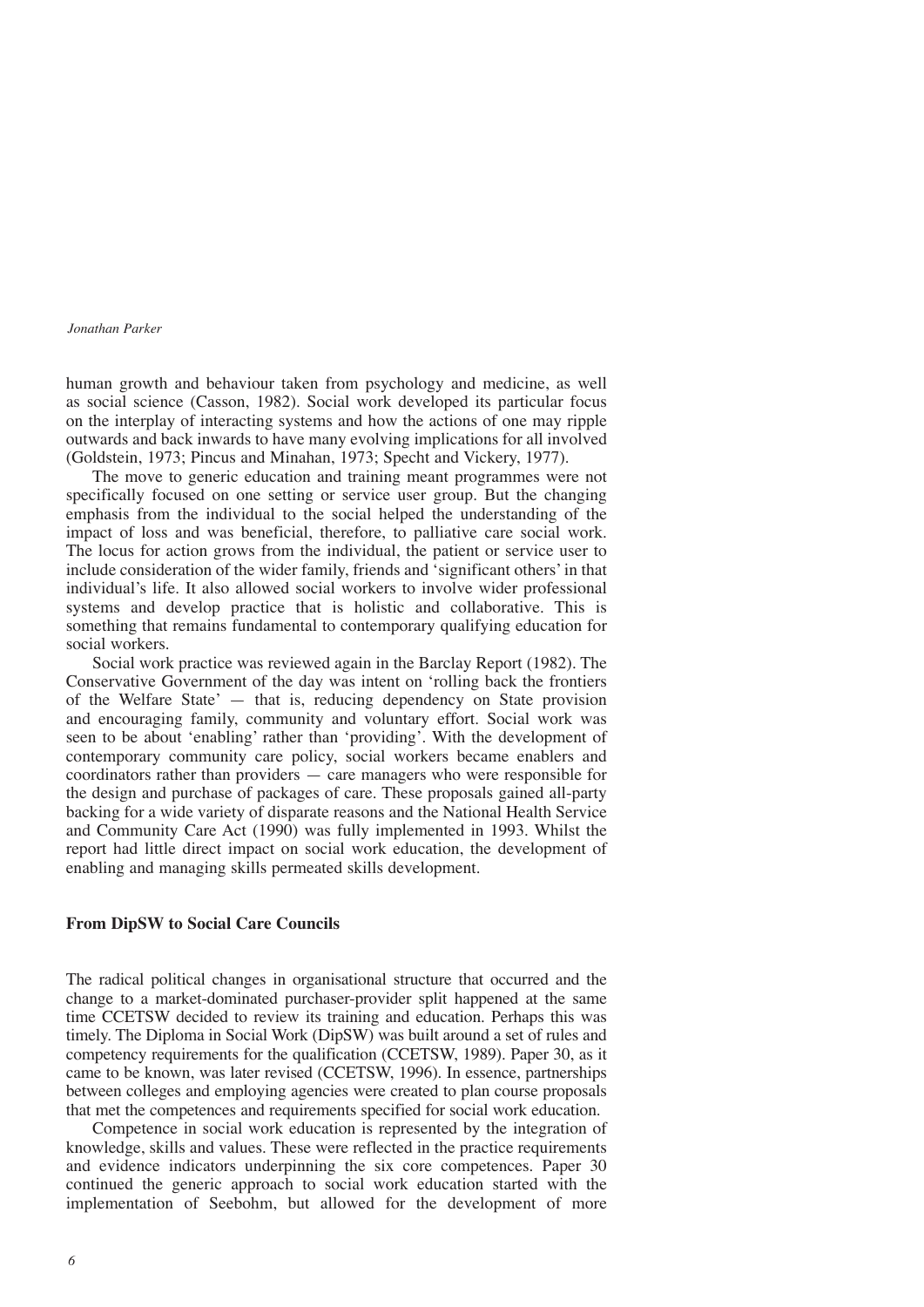human growth and behaviour taken from psychology and medicine, as well as social science (Casson, 1982). Social work developed its particular focus on the interplay of interacting systems and how the actions of one may ripple outwards and back inwards to have many evolving implications for all involved (Goldstein, 1973; Pincus and Minahan, 1973; Specht and Vickery, 1977).

The move to generic education and training meant programmes were not specifically focused on one setting or service user group. But the changing emphasis from the individual to the social helped the understanding of the impact of loss and was beneficial, therefore, to palliative care social work. The locus for action grows from the individual, the patient or service user to include consideration of the wider family, friends and 'significant others' in that individual's life. It also allowed social workers to involve wider professional systems and develop practice that is holistic and collaborative. This is something that remains fundamental to contemporary qualifying education for social workers.

Social work practice was reviewed again in the Barclay Report (1982). The Conservative Government of the day was intent on 'rolling back the frontiers of the Welfare State' — that is, reducing dependency on State provision and encouraging family, community and voluntary effort. Social work was seen to be about 'enabling' rather than 'providing'. With the development of contemporary community care policy, social workers became enablers and coordinators rather than providers — care managers who were responsible for the design and purchase of packages of care. These proposals gained all-party backing for a wide variety of disparate reasons and the National Health Service and Community Care Act (1990) was fully implemented in 1993. Whilst the report had little direct impact on social work education, the development of enabling and managing skills permeated skills development.

**From DipSW to Social Care Councils**

The radical political changes in organisational structure that occurred and the change to a market-dominated purchaser-provider split happened at the same time CCETSW decided to review its training and education. Perhaps this was timely. The Diploma in Social Work (DipSW) was built around a set of rules and competency requirements for the qualification (CCETSW, 1989). Paper 30, as it came to be known, was later revised (CCETSW, 1996). In essence, partnerships between colleges and employing agencies were created to plan course proposals that met the competences and requirements specified for social work education.

Competence in social work education is represented by the integration of knowledge, skills and values. These were reflected in the practice requirements and evidence indicators underpinning the six core competences. Paper 30 continued the generic approach to social work education started with the implementation of Seebohm, but allowed for the development of more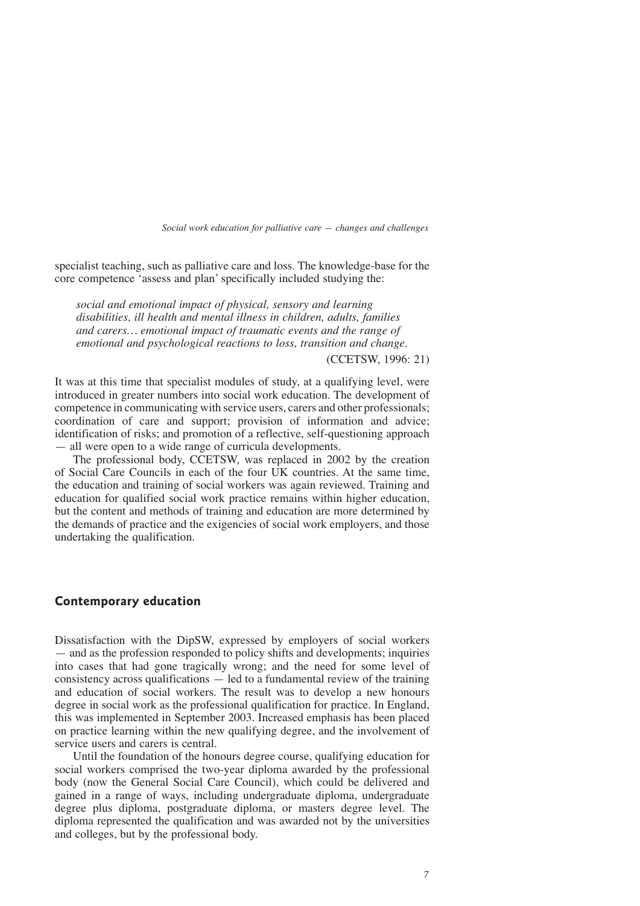specialist teaching, such as palliative care and loss. The knowledge-base for the core competence 'assess and plan' specifically included studying the:

> *social and emotional impact of physical, sensory and learning disabilities, ill health and mental illness in children, adults, families and carers… emotional impact of traumatic events and the range of emotional and psychological reactions to loss, transition and change.*
>
> (CCETSW, 1996: 21)

It was at this time that specialist modules of study, at a qualifying level, were introduced in greater numbers into social work education. The development of competence in communicating with service users, carers and other professionals; coordination of care and support; provision of information and advice; identification of risks; and promotion of a reflective, self-questioning approach — all were open to a wide range of curricula developments.

The professional body, CCETSW, was replaced in 2002 by the creation of Social Care Councils in each of the four UK countries. At the same time, the education and training of social workers was again reviewed. Training and education for qualified social work practice remains within higher education, but the content and methods of training and education are more determined by the demands of practice and the exigencies of social work employers, and those undertaking the qualification.

## Contemporary education

Dissatisfaction with the DipSW, expressed by employers of social workers — and as the profession responded to policy shifts and developments; inquiries into cases that had gone tragically wrong; and the need for some level of consistency across qualifications — led to a fundamental review of the training and education of social workers. The result was to develop a new honours degree in social work as the professional qualification for practice. In England, this was implemented in September 2003. Increased emphasis has been placed on practice learning within the new qualifying degree, and the involvement of service users and carers is central.

Until the foundation of the honours degree course, qualifying education for social workers comprised the two-year diploma awarded by the professional body (now the General Social Care Council), which could be delivered and gained in a range of ways, including undergraduate diploma, undergraduate degree plus diploma, postgraduate diploma, or masters degree level. The diploma represented the qualification and was awarded not by the universities and colleges, but by the professional body.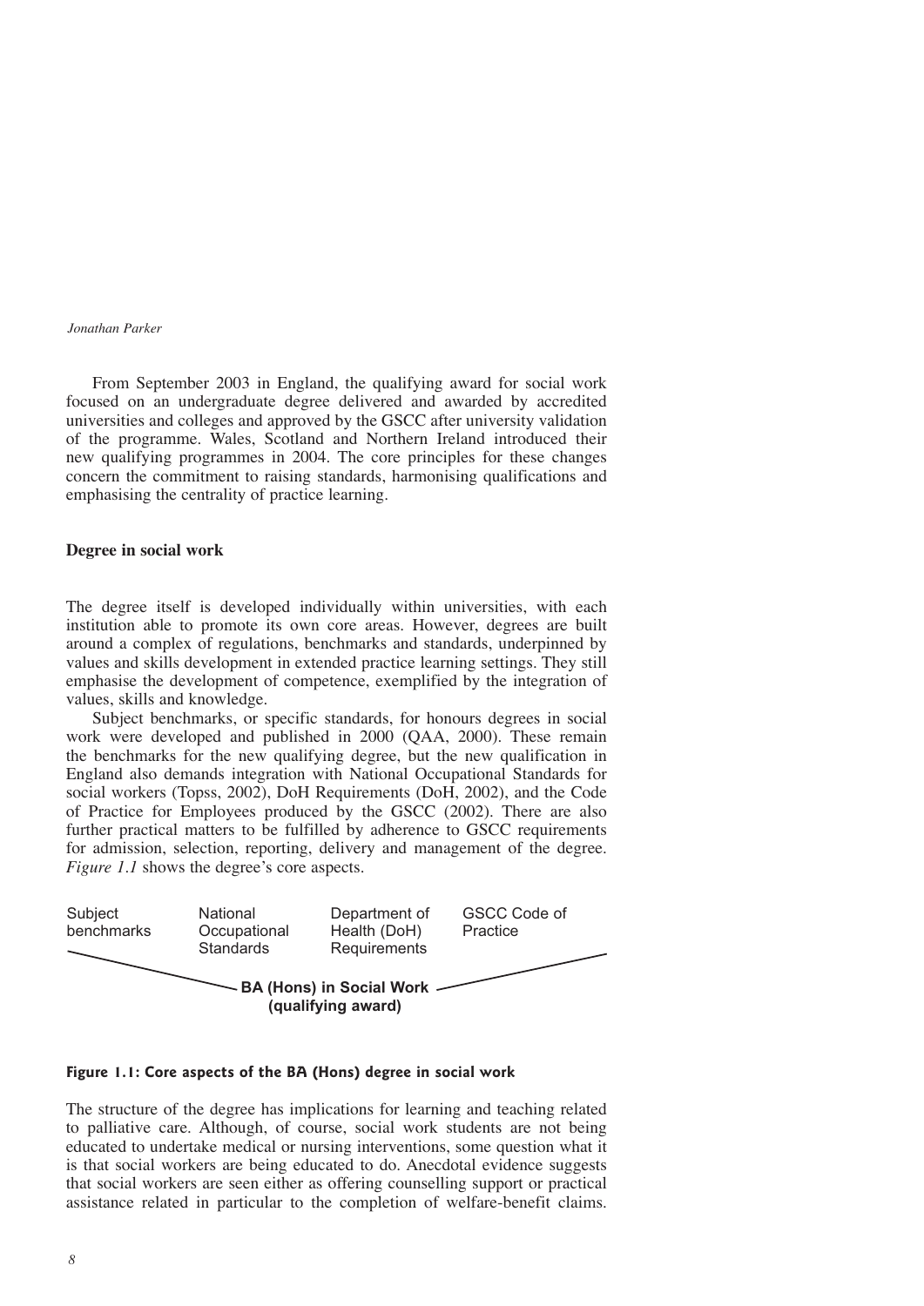From September 2003 in England, the qualifying award for social work focused on an undergraduate degree delivered and awarded by accredited universities and colleges and approved by the GSCC after university validation of the programme. Wales, Scotland and Northern Ireland introduced their new qualifying programmes in 2004. The core principles for these changes concern the commitment to raising standards, harmonising qualifications and emphasising the centrality of practice learning.

### Degree in social work

The degree itself is developed individually within universities, with each institution able to promote its own core areas. However, degrees are built around a complex of regulations, benchmarks and standards, underpinned by values and skills development in extended practice learning settings. They still emphasise the development of competence, exemplified by the integration of values, skills and knowledge.

Subject benchmarks, or specific standards, for honours degrees in social work were developed and published in 2000 (QAA, 2000). These remain the benchmarks for the new qualifying degree, but the new qualification in England also demands integration with National Occupational Standards for social workers (Topss, 2002), DoH Requirements (DoH, 2002), and the Code of Practice for Employees produced by the GSCC (2002). There are also further practical matters to be fulfilled by adherence to GSCC requirements for admission, selection, reporting, delivery and management of the degree. *Figure 1.1* shows the degree's core aspects.

| Subject benchmarks | National Occupational Standards | Department of Health (DoH) Requirements | GSCC Code of Practice |
|---|---|---|---|

**BA (Hons) in Social Work (qualifying award)**

**Figure 1.1: Core aspects of the BA (Hons) degree in social work**

The structure of the degree has implications for learning and teaching related to palliative care. Although, of course, social work students are not being educated to undertake medical or nursing interventions, some question what it is that social workers are being educated to do. Anecdotal evidence suggests that social workers are seen either as offering counselling support or practical assistance related in particular to the completion of welfare-benefit claims.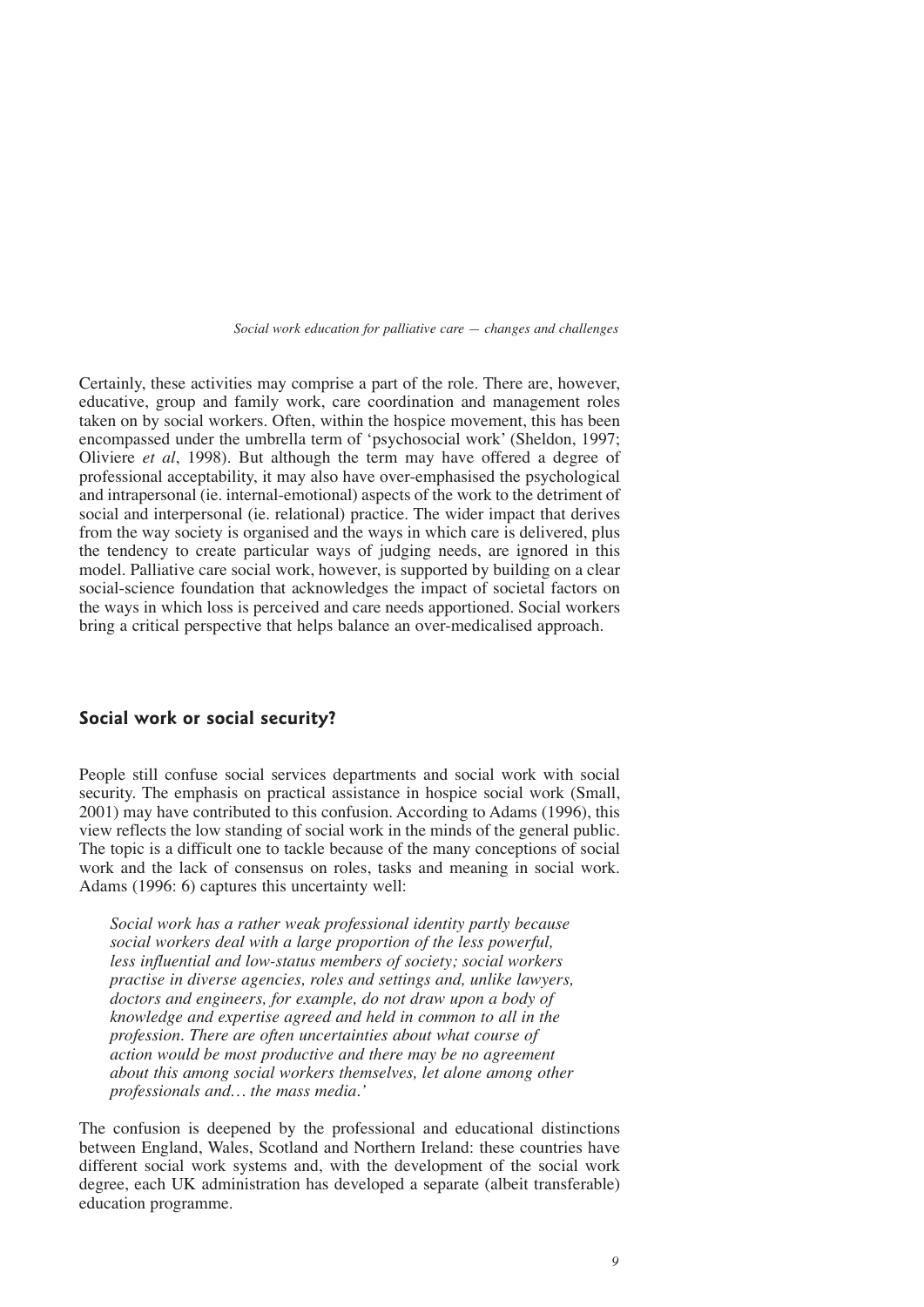Certainly, these activities may comprise a part of the role. There are, however, educative, group and family work, care coordination and management roles taken on by social workers. Often, within the hospice movement, this has been encompassed under the umbrella term of 'psychosocial work' (Sheldon, 1997; Oliviere *et al*, 1998). But although the term may have offered a degree of professional acceptability, it may also have over-emphasised the psychological and intrapersonal (ie. internal-emotional) aspects of the work to the detriment of social and interpersonal (ie. relational) practice. The wider impact that derives from the way society is organised and the ways in which care is delivered, plus the tendency to create particular ways of judging needs, are ignored in this model. Palliative care social work, however, is supported by building on a clear social-science foundation that acknowledges the impact of societal factors on the ways in which loss is perceived and care needs apportioned. Social workers bring a critical perspective that helps balance an over-medicalised approach.

## Social work or social security?

People still confuse social services departments and social work with social security. The emphasis on practical assistance in hospice social work (Small, 2001) may have contributed to this confusion. According to Adams (1996), this view reflects the low standing of social work in the minds of the general public. The topic is a difficult one to tackle because of the many conceptions of social work and the lack of consensus on roles, tasks and meaning in social work. Adams (1996: 6) captures this uncertainty well:

> *Social work has a rather weak professional identity partly because social workers deal with a large proportion of the less powerful, less influential and low-status members of society; social workers practise in diverse agencies, roles and settings and, unlike lawyers, doctors and engineers, for example, do not draw upon a body of knowledge and expertise agreed and held in common to all in the profession. There are often uncertainties about what course of action would be most productive and there may be no agreement about this among social workers themselves, let alone among other professionals and… the mass media.'*

The confusion is deepened by the professional and educational distinctions between England, Wales, Scotland and Northern Ireland: these countries have different social work systems and, with the development of the social work degree, each UK administration has developed a separate (albeit transferable) education programme.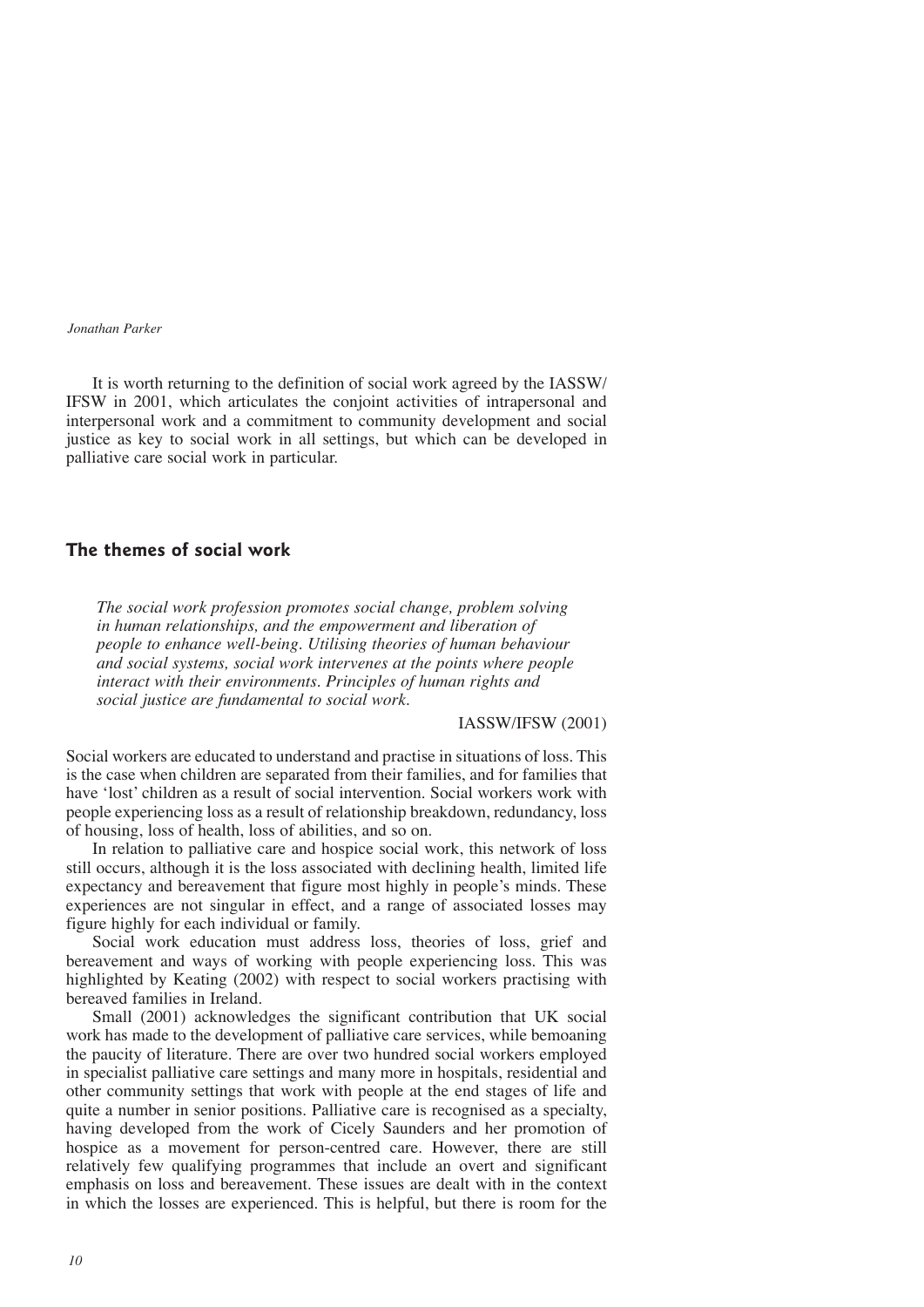It is worth returning to the definition of social work agreed by the IASSW/IFSW in 2001, which articulates the conjoint activities of intrapersonal and interpersonal work and a commitment to community development and social justice as key to social work in all settings, but which can be developed in palliative care social work in particular.

## The themes of social work

> *The social work profession promotes social change, problem solving in human relationships, and the empowerment and liberation of people to enhance well-being. Utilising theories of human behaviour and social systems, social work intervenes at the points where people interact with their environments. Principles of human rights and social justice are fundamental to social work.*
>
> IASSW/IFSW (2001)

Social workers are educated to understand and practise in situations of loss. This is the case when children are separated from their families, and for families that have 'lost' children as a result of social intervention. Social workers work with people experiencing loss as a result of relationship breakdown, redundancy, loss of housing, loss of health, loss of abilities, and so on.

In relation to palliative care and hospice social work, this network of loss still occurs, although it is the loss associated with declining health, limited life expectancy and bereavement that figure most highly in people's minds. These experiences are not singular in effect, and a range of associated losses may figure highly for each individual or family.

Social work education must address loss, theories of loss, grief and bereavement and ways of working with people experiencing loss. This was highlighted by Keating (2002) with respect to social workers practising with bereaved families in Ireland.

Small (2001) acknowledges the significant contribution that UK social work has made to the development of palliative care services, while bemoaning the paucity of literature. There are over two hundred social workers employed in specialist palliative care settings and many more in hospitals, residential and other community settings that work with people at the end stages of life and quite a number in senior positions. Palliative care is recognised as a specialty, having developed from the work of Cicely Saunders and her promotion of hospice as a movement for person-centred care. However, there are still relatively few qualifying programmes that include an overt and significant emphasis on loss and bereavement. These issues are dealt with in the context in which the losses are experienced. This is helpful, but there is room for the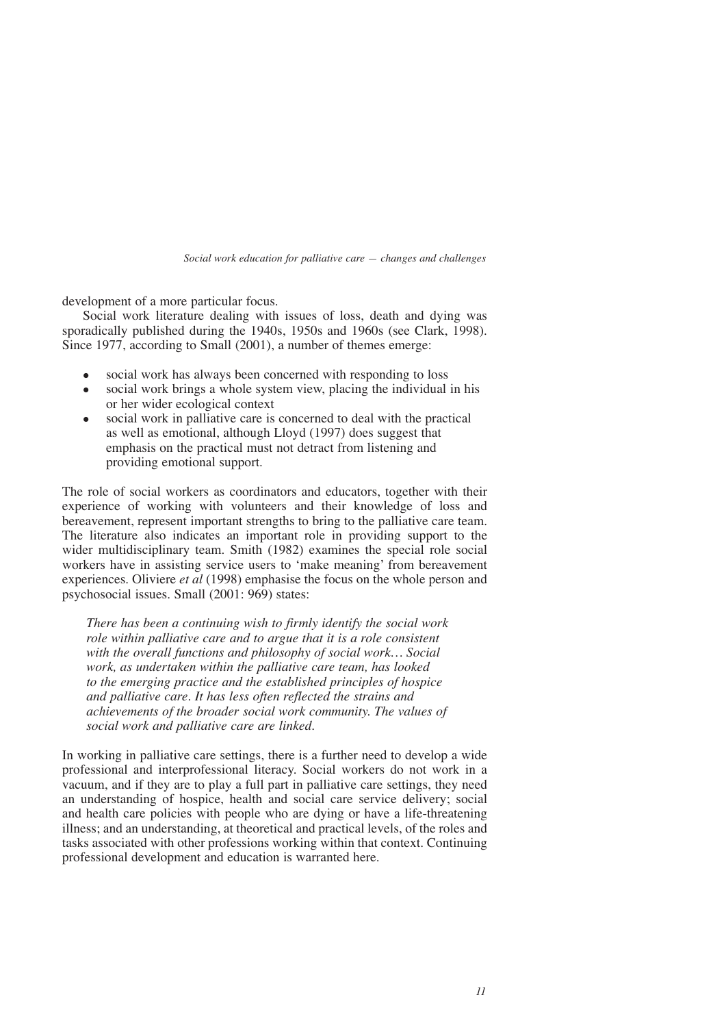development of a more particular focus.

Social work literature dealing with issues of loss, death and dying was sporadically published during the 1940s, 1950s and 1960s (see Clark, 1998). Since 1977, according to Small (2001), a number of themes emerge:

- social work has always been concerned with responding to loss
- social work brings a whole system view, placing the individual in his or her wider ecological context
- social work in palliative care is concerned to deal with the practical as well as emotional, although Lloyd (1997) does suggest that emphasis on the practical must not detract from listening and providing emotional support.

The role of social workers as coordinators and educators, together with their experience of working with volunteers and their knowledge of loss and bereavement, represent important strengths to bring to the palliative care team. The literature also indicates an important role in providing support to the wider multidisciplinary team. Smith (1982) examines the special role social workers have in assisting service users to 'make meaning' from bereavement experiences. Oliviere *et al* (1998) emphasise the focus on the whole person and psychosocial issues. Small (2001: 969) states:

> *There has been a continuing wish to firmly identify the social work role within palliative care and to argue that it is a role consistent with the overall functions and philosophy of social work… Social work, as undertaken within the palliative care team, has looked to the emerging practice and the established principles of hospice and palliative care. It has less often reflected the strains and achievements of the broader social work community. The values of social work and palliative care are linked.*

In working in palliative care settings, there is a further need to develop a wide professional and interprofessional literacy. Social workers do not work in a vacuum, and if they are to play a full part in palliative care settings, they need an understanding of hospice, health and social care service delivery; social and health care policies with people who are dying or have a life-threatening illness; and an understanding, at theoretical and practical levels, of the roles and tasks associated with other professions working within that context. Continuing professional development and education is warranted here.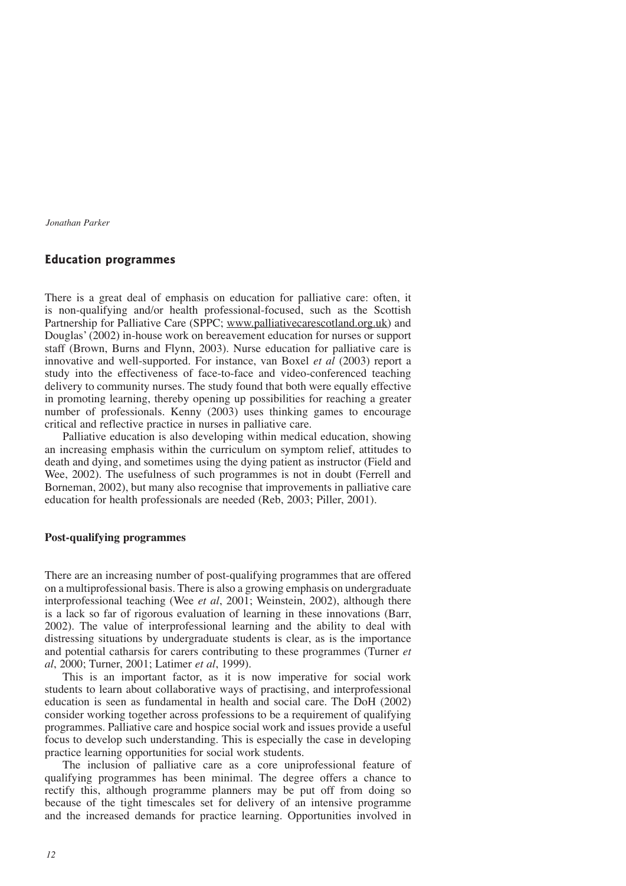## Education programmes

There is a great deal of emphasis on education for palliative care: often, it is non-qualifying and/or health professional-focused, such as the Scottish Partnership for Palliative Care (SPPC; www.palliativecarescotland.org.uk) and Douglas' (2002) in-house work on bereavement education for nurses or support staff (Brown, Burns and Flynn, 2003). Nurse education for palliative care is innovative and well-supported. For instance, van Boxel *et al* (2003) report a study into the effectiveness of face-to-face and video-conferenced teaching delivery to community nurses. The study found that both were equally effective in promoting learning, thereby opening up possibilities for reaching a greater number of professionals. Kenny (2003) uses thinking games to encourage critical and reflective practice in nurses in palliative care.

Palliative education is also developing within medical education, showing an increasing emphasis within the curriculum on symptom relief, attitudes to death and dying, and sometimes using the dying patient as instructor (Field and Wee, 2002). The usefulness of such programmes is not in doubt (Ferrell and Borneman, 2002), but many also recognise that improvements in palliative care education for health professionals are needed (Reb, 2003; Piller, 2001).

### Post-qualifying programmes

There are an increasing number of post-qualifying programmes that are offered on a multiprofessional basis. There is also a growing emphasis on undergraduate interprofessional teaching (Wee *et al*, 2001; Weinstein, 2002), although there is a lack so far of rigorous evaluation of learning in these innovations (Barr, 2002). The value of interprofessional learning and the ability to deal with distressing situations by undergraduate students is clear, as is the importance and potential catharsis for carers contributing to these programmes (Turner *et al*, 2000; Turner, 2001; Latimer *et al*, 1999).

This is an important factor, as it is now imperative for social work students to learn about collaborative ways of practising, and interprofessional education is seen as fundamental in health and social care. The DoH (2002) consider working together across professions to be a requirement of qualifying programmes. Palliative care and hospice social work and issues provide a useful focus to develop such understanding. This is especially the case in developing practice learning opportunities for social work students.

The inclusion of palliative care as a core uniprofessional feature of qualifying programmes has been minimal. The degree offers a chance to rectify this, although programme planners may be put off from doing so because of the tight timescales set for delivery of an intensive programme and the increased demands for practice learning. Opportunities involved in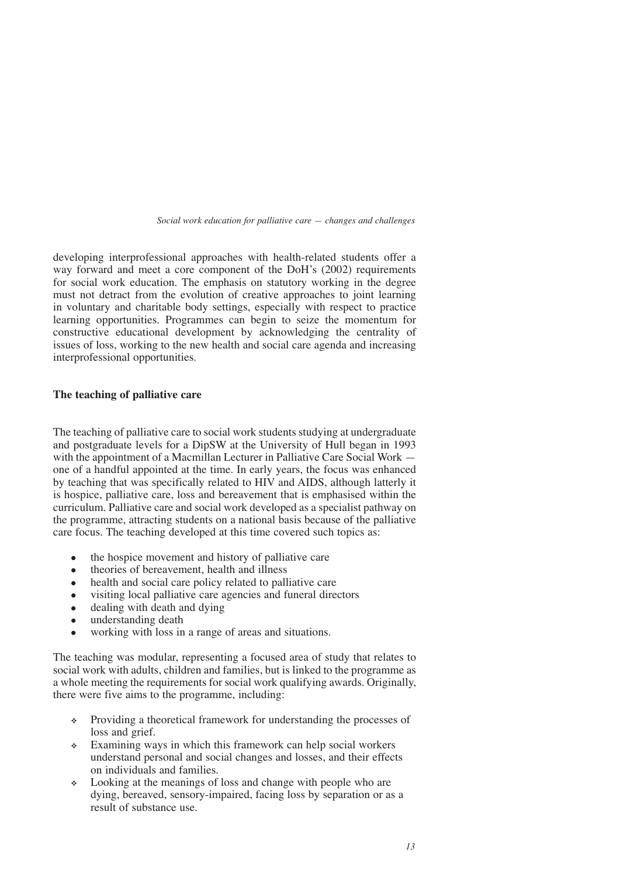developing interprofessional approaches with health-related students offer a way forward and meet a core component of the DoH's (2002) requirements for social work education. The emphasis on statutory working in the degree must not detract from the evolution of creative approaches to joint learning in voluntary and charitable body settings, especially with respect to practice learning opportunities. Programmes can begin to seize the momentum for constructive educational development by acknowledging the centrality of issues of loss, working to the new health and social care agenda and increasing interprofessional opportunities.

## The teaching of palliative care

The teaching of palliative care to social work students studying at undergraduate and postgraduate levels for a DipSW at the University of Hull began in 1993 with the appointment of a Macmillan Lecturer in Palliative Care Social Work — one of a handful appointed at the time. In early years, the focus was enhanced by teaching that was specifically related to HIV and AIDS, although latterly it is hospice, palliative care, loss and bereavement that is emphasised within the curriculum. Palliative care and social work developed as a specialist pathway on the programme, attracting students on a national basis because of the palliative care focus. The teaching developed at this time covered such topics as:

- the hospice movement and history of palliative care
- theories of bereavement, health and illness
- health and social care policy related to palliative care
- visiting local palliative care agencies and funeral directors
- dealing with death and dying
- understanding death
- working with loss in a range of areas and situations.

The teaching was modular, representing a focused area of study that relates to social work with adults, children and families, but is linked to the programme as a whole meeting the requirements for social work qualifying awards. Originally, there were five aims to the programme, including:

- Providing a theoretical framework for understanding the processes of loss and grief.
- Examining ways in which this framework can help social workers understand personal and social changes and losses, and their effects on individuals and families.
- Looking at the meanings of loss and change with people who are dying, bereaved, sensory-impaired, facing loss by separation or as a result of substance use.